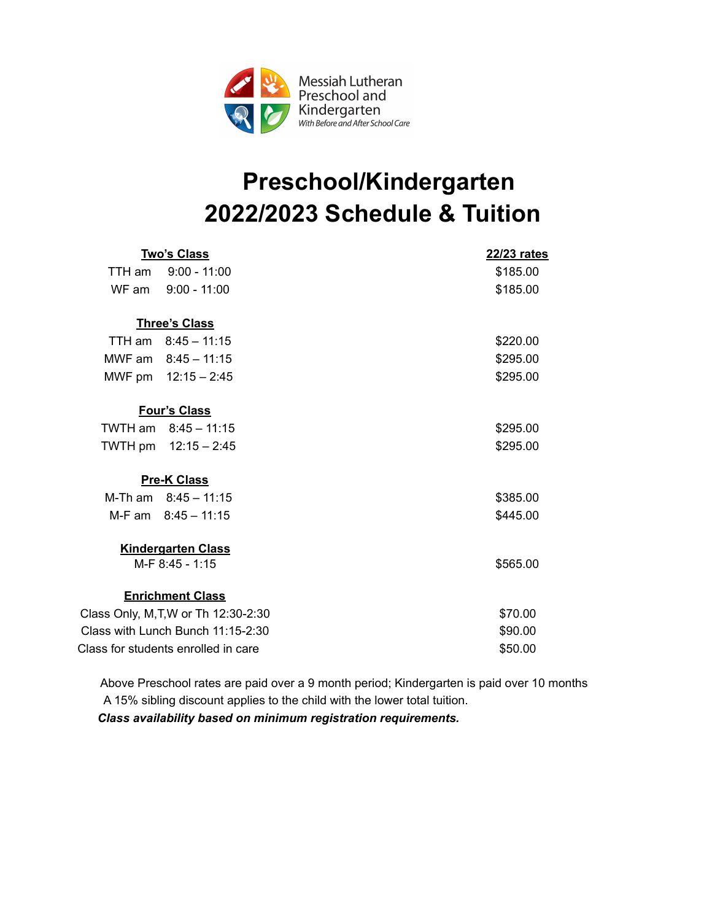Messiah Lutheran Preschool and Kindergarten

*With Before and After School Care*

# Preschool/Kindergarten 2022/2023 Schedule & Tuition

| **Two's Class** | **22/23 rates** |
|---|---|
| TTH am 9:00 - 11:00 | $185.00 |
| WF am 9:00 - 11:00 | $185.00 |
| **Three's Class** | |
| TTH am 8:45 – 11:15 | $220.00 |
| MWF am 8:45 – 11:15 | $295.00 |
| MWF pm 12:15 – 2:45 | $295.00 |
| **Four's Class** | |
| TWTH am 8:45 – 11:15 | $295.00 |
| TWTH pm 12:15 – 2:45 | $295.00 |
| **Pre-K Class** | |
| M-Th am 8:45 – 11:15 | $385.00 |
| M-F am 8:45 – 11:15 | $445.00 |
| **Kindergarten Class** | |
| M-F 8:45 - 1:15 | $565.00 |
| **Enrichment Class** | |
| Class Only, M,T,W or Th 12:30-2:30 | $70.00 |
| Class with Lunch Bunch 11:15-2:30 | $90.00 |
| Class for students enrolled in care | $50.00 |

Above Preschool rates are paid over a 9 month period; Kindergarten is paid over 10 months

A 15% sibling discount applies to the child with the lower total tuition.

***Class availability based on minimum registration requirements.***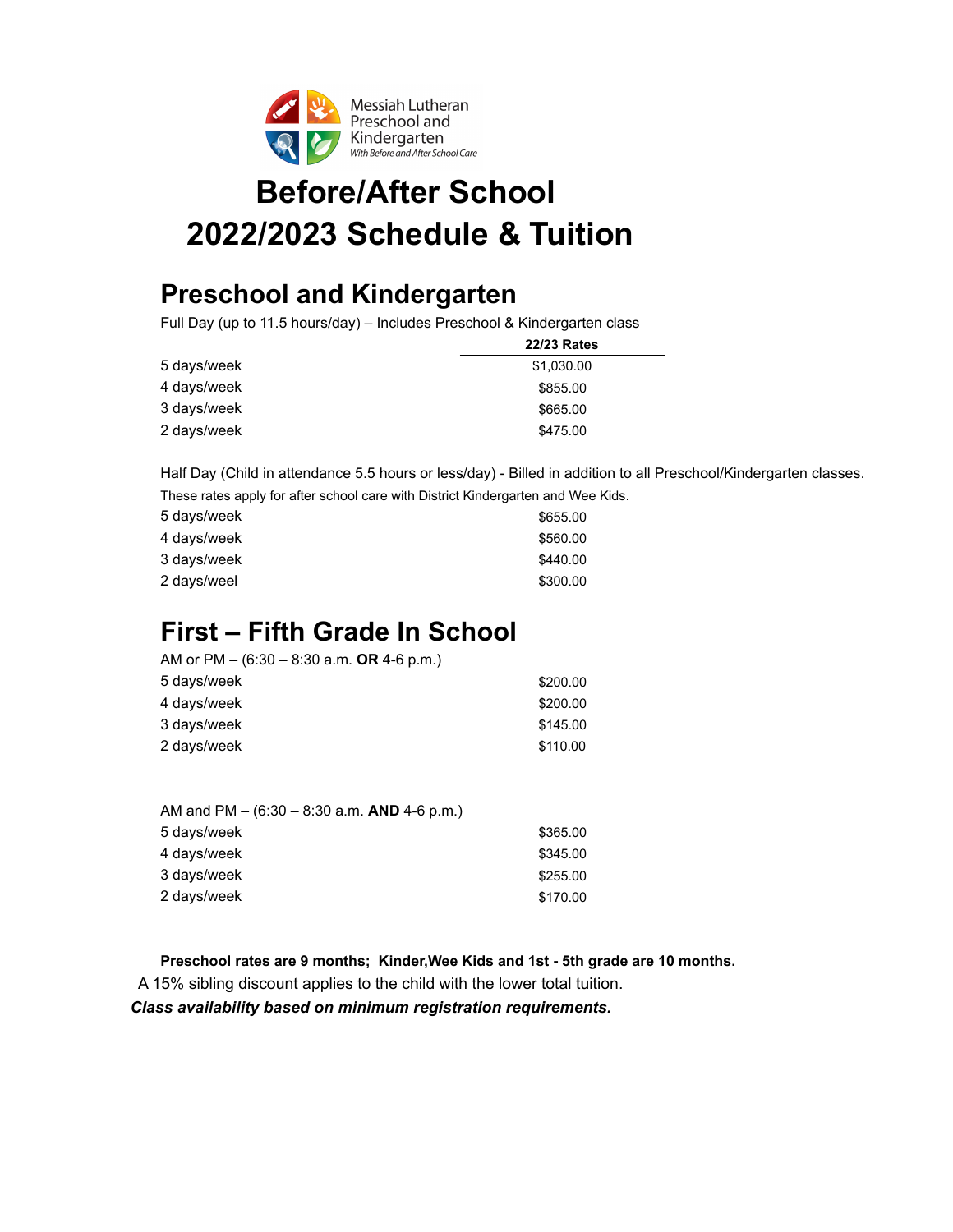Messiah Lutheran Preschool and Kindergarten

*With Before and After School Care*

# Before/After School 2022/2023 Schedule & Tuition

## Preschool and Kindergarten

Full Day (up to 11.5 hours/day) – Includes Preschool & Kindergarten class

| | 22/23 Rates |
|---|---|
| 5 days/week | $1,030.00 |
| 4 days/week | $855.00 |
| 3 days/week | $665.00 |
| 2 days/week | $475.00 |

Half Day (Child in attendance 5.5 hours or less/day) - Billed in addition to all Preschool/Kindergarten classes.

These rates apply for after school care with District Kindergarten and Wee Kids.

| | |
|---|---|
| 5 days/week | $655.00 |
| 4 days/week | $560.00 |
| 3 days/week | $440.00 |
| 2 days/weel | $300.00 |

## First – Fifth Grade In School

AM or PM – (6:30 – 8:30 a.m. **OR** 4-6 p.m.)

| | |
|---|---|
| 5 days/week | $200.00 |
| 4 days/week | $200.00 |
| 3 days/week | $145.00 |
| 2 days/week | $110.00 |

AM and PM – (6:30 – 8:30 a.m. **AND** 4-6 p.m.)

| | |
|---|---|
| 5 days/week | $365.00 |
| 4 days/week | $345.00 |
| 3 days/week | $255.00 |
| 2 days/week | $170.00 |

**Preschool rates are 9 months; Kinder,Wee Kids and 1st - 5th grade are 10 months.**

A 15% sibling discount applies to the child with the lower total tuition.

***Class availability based on minimum registration requirements.***